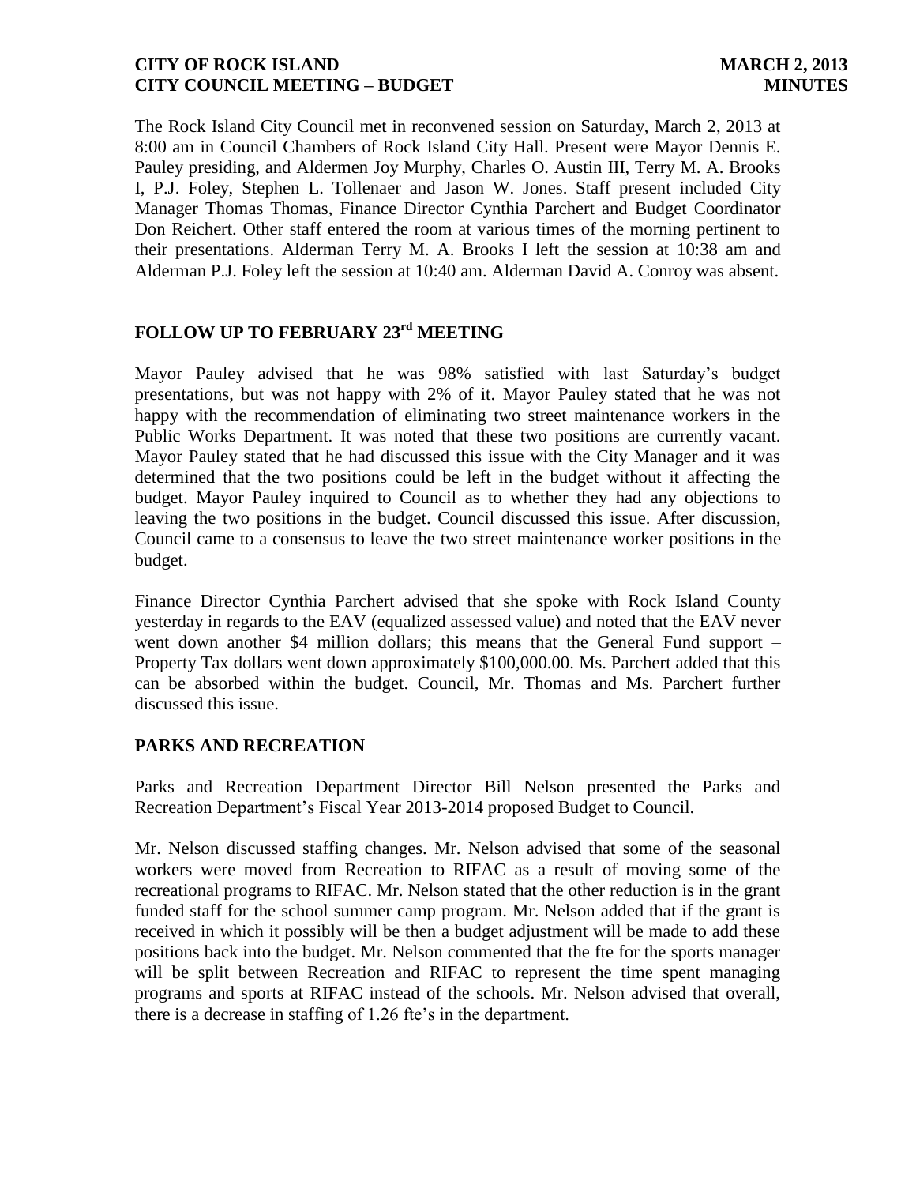The Rock Island City Council met in reconvened session on Saturday, March 2, 2013 at 8:00 am in Council Chambers of Rock Island City Hall. Present were Mayor Dennis E. Pauley presiding, and Aldermen Joy Murphy, Charles O. Austin III, Terry M. A. Brooks I, P.J. Foley, Stephen L. Tollenaer and Jason W. Jones. Staff present included City Manager Thomas Thomas, Finance Director Cynthia Parchert and Budget Coordinator Don Reichert. Other staff entered the room at various times of the morning pertinent to their presentations. Alderman Terry M. A. Brooks I left the session at 10:38 am and Alderman P.J. Foley left the session at 10:40 am. Alderman David A. Conroy was absent.

## FOLLOW UP TO FEBRUARY 23rd MEETING

Mayor Pauley advised that he was 98% satisfied with last Saturday's budget presentations, but was not happy with 2% of it. Mayor Pauley stated that he was not happy with the recommendation of eliminating two street maintenance workers in the Public Works Department. It was noted that these two positions are currently vacant. Mayor Pauley stated that he had discussed this issue with the City Manager and it was determined that the two positions could be left in the budget without it affecting the budget. Mayor Pauley inquired to Council as to whether they had any objections to leaving the two positions in the budget. Council discussed this issue. After discussion, Council came to a consensus to leave the two street maintenance worker positions in the budget.

Finance Director Cynthia Parchert advised that she spoke with Rock Island County yesterday in regards to the EAV (equalized assessed value) and noted that the EAV never went down another $4 million dollars; this means that the General Fund support – Property Tax dollars went down approximately $100,000.00. Ms. Parchert added that this can be absorbed within the budget. Council, Mr. Thomas and Ms. Parchert further discussed this issue.

## PARKS AND RECREATION

Parks and Recreation Department Director Bill Nelson presented the Parks and Recreation Department's Fiscal Year 2013-2014 proposed Budget to Council.

Mr. Nelson discussed staffing changes. Mr. Nelson advised that some of the seasonal workers were moved from Recreation to RIFAC as a result of moving some of the recreational programs to RIFAC. Mr. Nelson stated that the other reduction is in the grant funded staff for the school summer camp program. Mr. Nelson added that if the grant is received in which it possibly will be then a budget adjustment will be made to add these positions back into the budget. Mr. Nelson commented that the fte for the sports manager will be split between Recreation and RIFAC to represent the time spent managing programs and sports at RIFAC instead of the schools. Mr. Nelson advised that overall, there is a decrease in staffing of 1.26 fte's in the department.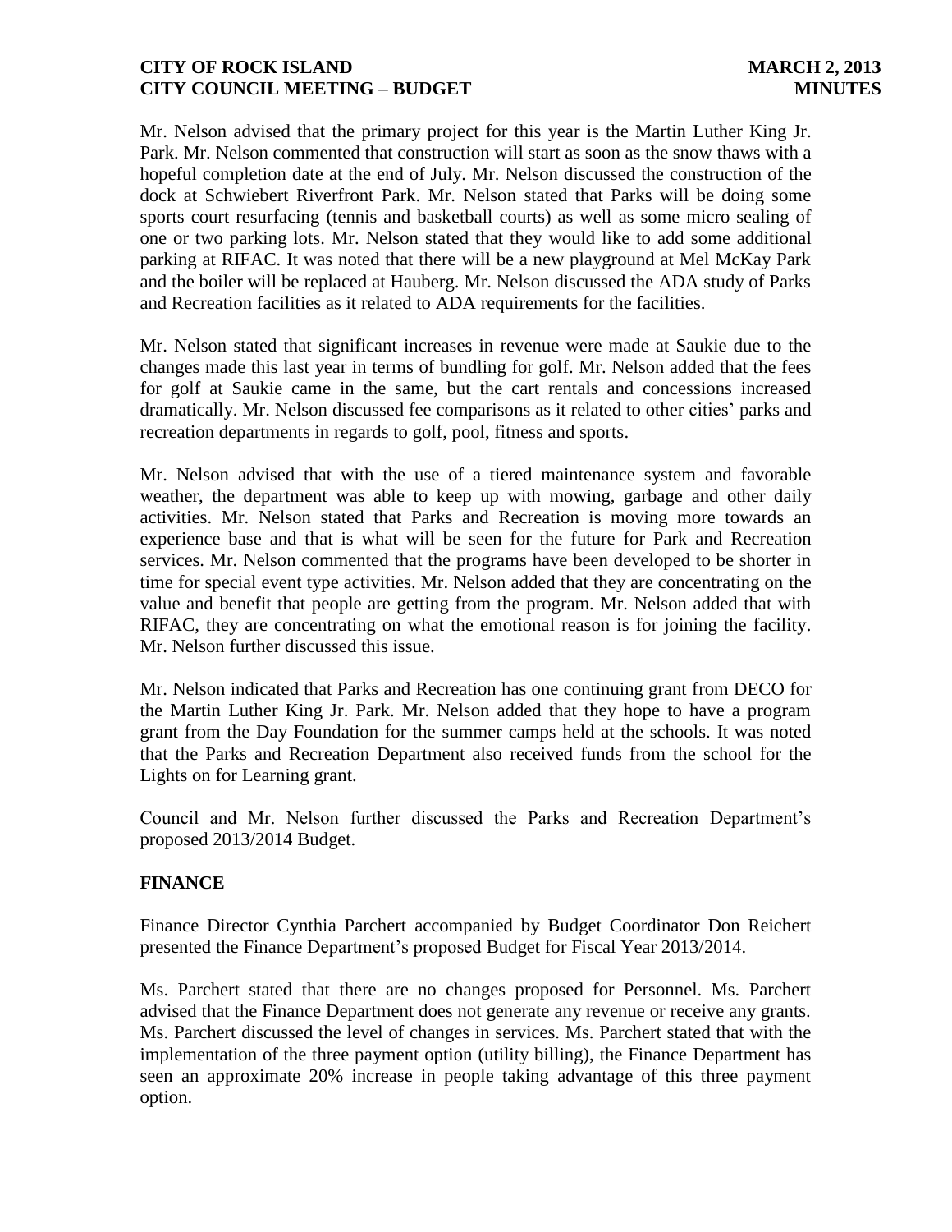Mr. Nelson advised that the primary project for this year is the Martin Luther King Jr. Park. Mr. Nelson commented that construction will start as soon as the snow thaws with a hopeful completion date at the end of July. Mr. Nelson discussed the construction of the dock at Schwiebert Riverfront Park. Mr. Nelson stated that Parks will be doing some sports court resurfacing (tennis and basketball courts) as well as some micro sealing of one or two parking lots. Mr. Nelson stated that they would like to add some additional parking at RIFAC. It was noted that there will be a new playground at Mel McKay Park and the boiler will be replaced at Hauberg. Mr. Nelson discussed the ADA study of Parks and Recreation facilities as it related to ADA requirements for the facilities.

Mr. Nelson stated that significant increases in revenue were made at Saukie due to the changes made this last year in terms of bundling for golf. Mr. Nelson added that the fees for golf at Saukie came in the same, but the cart rentals and concessions increased dramatically. Mr. Nelson discussed fee comparisons as it related to other cities' parks and recreation departments in regards to golf, pool, fitness and sports.

Mr. Nelson advised that with the use of a tiered maintenance system and favorable weather, the department was able to keep up with mowing, garbage and other daily activities. Mr. Nelson stated that Parks and Recreation is moving more towards an experience base and that is what will be seen for the future for Park and Recreation services. Mr. Nelson commented that the programs have been developed to be shorter in time for special event type activities. Mr. Nelson added that they are concentrating on the value and benefit that people are getting from the program. Mr. Nelson added that with RIFAC, they are concentrating on what the emotional reason is for joining the facility. Mr. Nelson further discussed this issue.

Mr. Nelson indicated that Parks and Recreation has one continuing grant from DECO for the Martin Luther King Jr. Park. Mr. Nelson added that they hope to have a program grant from the Day Foundation for the summer camps held at the schools. It was noted that the Parks and Recreation Department also received funds from the school for the Lights on for Learning grant.

Council and Mr. Nelson further discussed the Parks and Recreation Department's proposed 2013/2014 Budget.

**FINANCE**

Finance Director Cynthia Parchert accompanied by Budget Coordinator Don Reichert presented the Finance Department's proposed Budget for Fiscal Year 2013/2014.

Ms. Parchert stated that there are no changes proposed for Personnel. Ms. Parchert advised that the Finance Department does not generate any revenue or receive any grants. Ms. Parchert discussed the level of changes in services. Ms. Parchert stated that with the implementation of the three payment option (utility billing), the Finance Department has seen an approximate 20% increase in people taking advantage of this three payment option.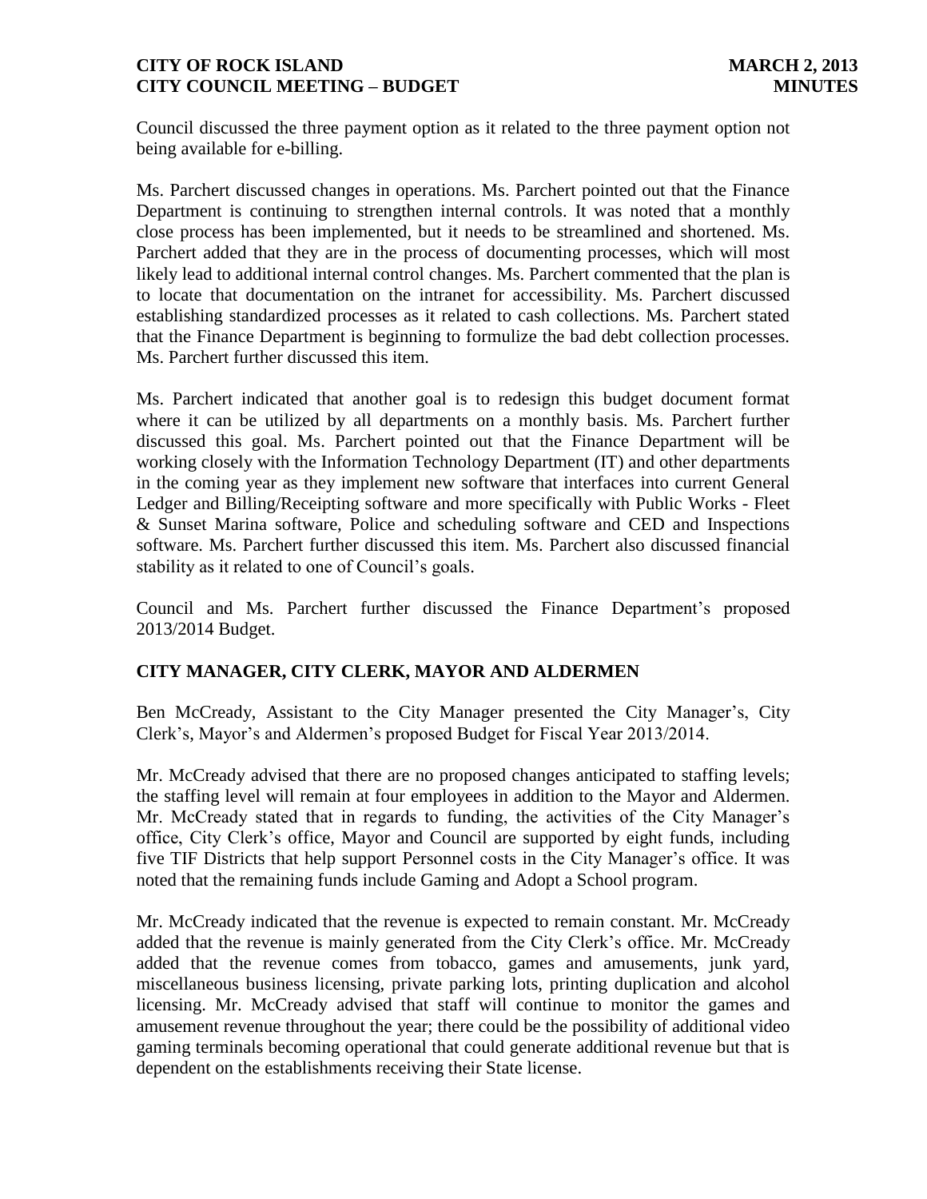Council discussed the three payment option as it related to the three payment option not being available for e-billing.

Ms. Parchert discussed changes in operations. Ms. Parchert pointed out that the Finance Department is continuing to strengthen internal controls. It was noted that a monthly close process has been implemented, but it needs to be streamlined and shortened. Ms. Parchert added that they are in the process of documenting processes, which will most likely lead to additional internal control changes. Ms. Parchert commented that the plan is to locate that documentation on the intranet for accessibility. Ms. Parchert discussed establishing standardized processes as it related to cash collections. Ms. Parchert stated that the Finance Department is beginning to formulize the bad debt collection processes. Ms. Parchert further discussed this item.

Ms. Parchert indicated that another goal is to redesign this budget document format where it can be utilized by all departments on a monthly basis. Ms. Parchert further discussed this goal. Ms. Parchert pointed out that the Finance Department will be working closely with the Information Technology Department (IT) and other departments in the coming year as they implement new software that interfaces into current General Ledger and Billing/Receipting software and more specifically with Public Works - Fleet & Sunset Marina software, Police and scheduling software and CED and Inspections software. Ms. Parchert further discussed this item. Ms. Parchert also discussed financial stability as it related to one of Council's goals.

Council and Ms. Parchert further discussed the Finance Department's proposed 2013/2014 Budget.

## CITY MANAGER, CITY CLERK, MAYOR AND ALDERMEN

Ben McCready, Assistant to the City Manager presented the City Manager's, City Clerk's, Mayor's and Aldermen's proposed Budget for Fiscal Year 2013/2014.

Mr. McCready advised that there are no proposed changes anticipated to staffing levels; the staffing level will remain at four employees in addition to the Mayor and Aldermen. Mr. McCready stated that in regards to funding, the activities of the City Manager's office, City Clerk's office, Mayor and Council are supported by eight funds, including five TIF Districts that help support Personnel costs in the City Manager's office. It was noted that the remaining funds include Gaming and Adopt a School program.

Mr. McCready indicated that the revenue is expected to remain constant. Mr. McCready added that the revenue is mainly generated from the City Clerk's office. Mr. McCready added that the revenue comes from tobacco, games and amusements, junk yard, miscellaneous business licensing, private parking lots, printing duplication and alcohol licensing. Mr. McCready advised that staff will continue to monitor the games and amusement revenue throughout the year; there could be the possibility of additional video gaming terminals becoming operational that could generate additional revenue but that is dependent on the establishments receiving their State license.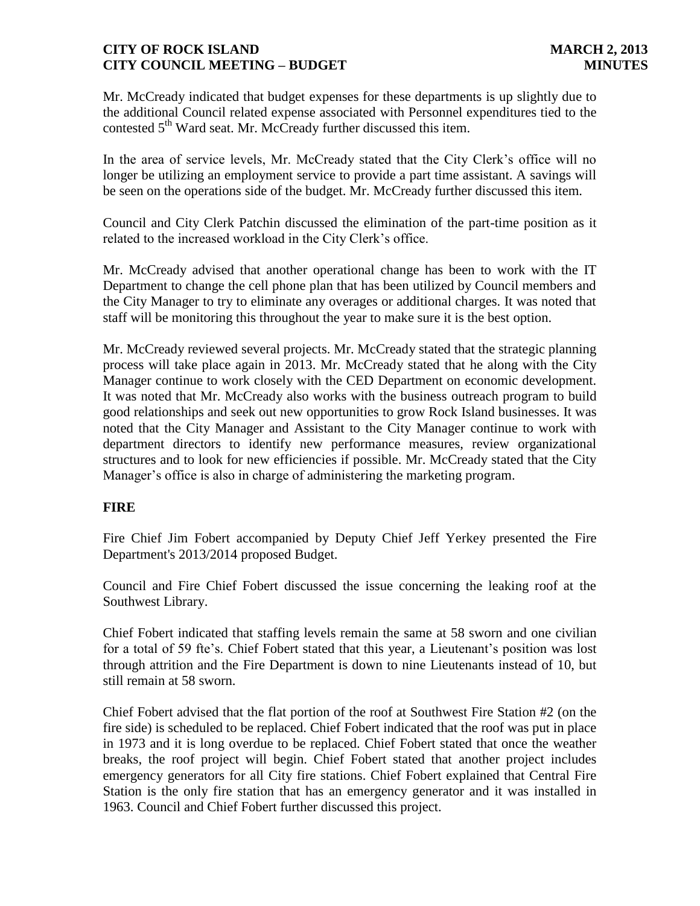Mr. McCready indicated that budget expenses for these departments is up slightly due to the additional Council related expense associated with Personnel expenditures tied to the contested 5th Ward seat. Mr. McCready further discussed this item.

In the area of service levels, Mr. McCready stated that the City Clerk's office will no longer be utilizing an employment service to provide a part time assistant. A savings will be seen on the operations side of the budget. Mr. McCready further discussed this item.

Council and City Clerk Patchin discussed the elimination of the part-time position as it related to the increased workload in the City Clerk's office.

Mr. McCready advised that another operational change has been to work with the IT Department to change the cell phone plan that has been utilized by Council members and the City Manager to try to eliminate any overages or additional charges. It was noted that staff will be monitoring this throughout the year to make sure it is the best option.

Mr. McCready reviewed several projects. Mr. McCready stated that the strategic planning process will take place again in 2013. Mr. McCready stated that he along with the City Manager continue to work closely with the CED Department on economic development. It was noted that Mr. McCready also works with the business outreach program to build good relationships and seek out new opportunities to grow Rock Island businesses. It was noted that the City Manager and Assistant to the City Manager continue to work with department directors to identify new performance measures, review organizational structures and to look for new efficiencies if possible. Mr. McCready stated that the City Manager's office is also in charge of administering the marketing program.

**FIRE**

Fire Chief Jim Fobert accompanied by Deputy Chief Jeff Yerkey presented the Fire Department's 2013/2014 proposed Budget.

Council and Fire Chief Fobert discussed the issue concerning the leaking roof at the Southwest Library.

Chief Fobert indicated that staffing levels remain the same at 58 sworn and one civilian for a total of 59 fte's. Chief Fobert stated that this year, a Lieutenant's position was lost through attrition and the Fire Department is down to nine Lieutenants instead of 10, but still remain at 58 sworn.

Chief Fobert advised that the flat portion of the roof at Southwest Fire Station #2 (on the fire side) is scheduled to be replaced. Chief Fobert indicated that the roof was put in place in 1973 and it is long overdue to be replaced. Chief Fobert stated that once the weather breaks, the roof project will begin. Chief Fobert stated that another project includes emergency generators for all City fire stations. Chief Fobert explained that Central Fire Station is the only fire station that has an emergency generator and it was installed in 1963. Council and Chief Fobert further discussed this project.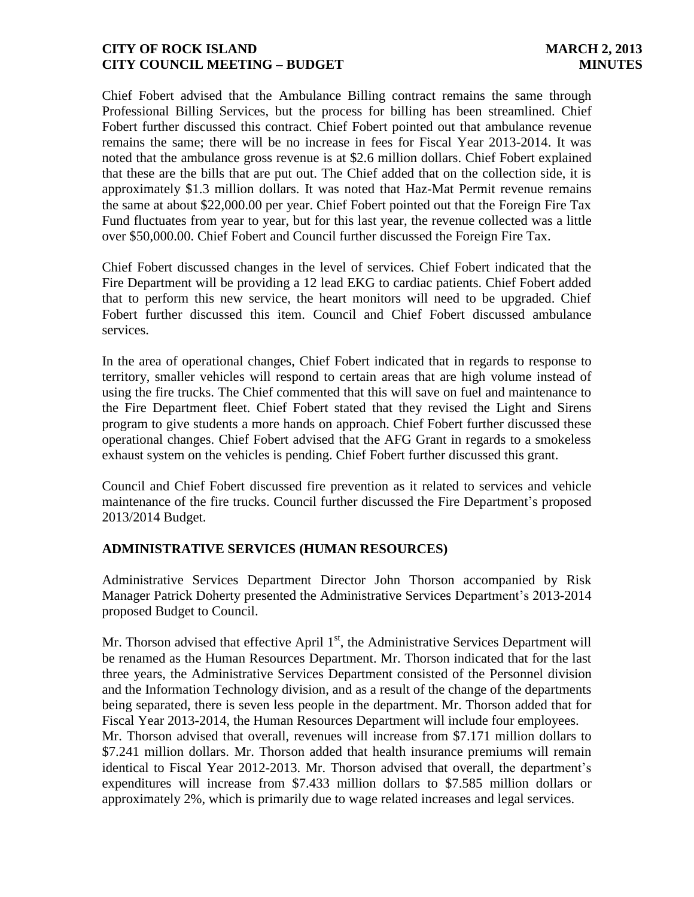Chief Fobert advised that the Ambulance Billing contract remains the same through Professional Billing Services, but the process for billing has been streamlined. Chief Fobert further discussed this contract. Chief Fobert pointed out that ambulance revenue remains the same; there will be no increase in fees for Fiscal Year 2013-2014. It was noted that the ambulance gross revenue is at $2.6 million dollars. Chief Fobert explained that these are the bills that are put out. The Chief added that on the collection side, it is approximately $1.3 million dollars. It was noted that Haz-Mat Permit revenue remains the same at about $22,000.00 per year. Chief Fobert pointed out that the Foreign Fire Tax Fund fluctuates from year to year, but for this last year, the revenue collected was a little over $50,000.00. Chief Fobert and Council further discussed the Foreign Fire Tax.

Chief Fobert discussed changes in the level of services. Chief Fobert indicated that the Fire Department will be providing a 12 lead EKG to cardiac patients. Chief Fobert added that to perform this new service, the heart monitors will need to be upgraded. Chief Fobert further discussed this item. Council and Chief Fobert discussed ambulance services.

In the area of operational changes, Chief Fobert indicated that in regards to response to territory, smaller vehicles will respond to certain areas that are high volume instead of using the fire trucks. The Chief commented that this will save on fuel and maintenance to the Fire Department fleet. Chief Fobert stated that they revised the Light and Sirens program to give students a more hands on approach. Chief Fobert further discussed these operational changes. Chief Fobert advised that the AFG Grant in regards to a smokeless exhaust system on the vehicles is pending. Chief Fobert further discussed this grant.

Council and Chief Fobert discussed fire prevention as it related to services and vehicle maintenance of the fire trucks. Council further discussed the Fire Department's proposed 2013/2014 Budget.

## ADMINISTRATIVE SERVICES (HUMAN RESOURCES)

Administrative Services Department Director John Thorson accompanied by Risk Manager Patrick Doherty presented the Administrative Services Department's 2013-2014 proposed Budget to Council.

Mr. Thorson advised that effective April 1st, the Administrative Services Department will be renamed as the Human Resources Department. Mr. Thorson indicated that for the last three years, the Administrative Services Department consisted of the Personnel division and the Information Technology division, and as a result of the change of the departments being separated, there is seven less people in the department. Mr. Thorson added that for Fiscal Year 2013-2014, the Human Resources Department will include four employees.
Mr. Thorson advised that overall, revenues will increase from $7.171 million dollars to $7.241 million dollars. Mr. Thorson added that health insurance premiums will remain identical to Fiscal Year 2012-2013. Mr. Thorson advised that overall, the department's expenditures will increase from $7.433 million dollars to $7.585 million dollars or approximately 2%, which is primarily due to wage related increases and legal services.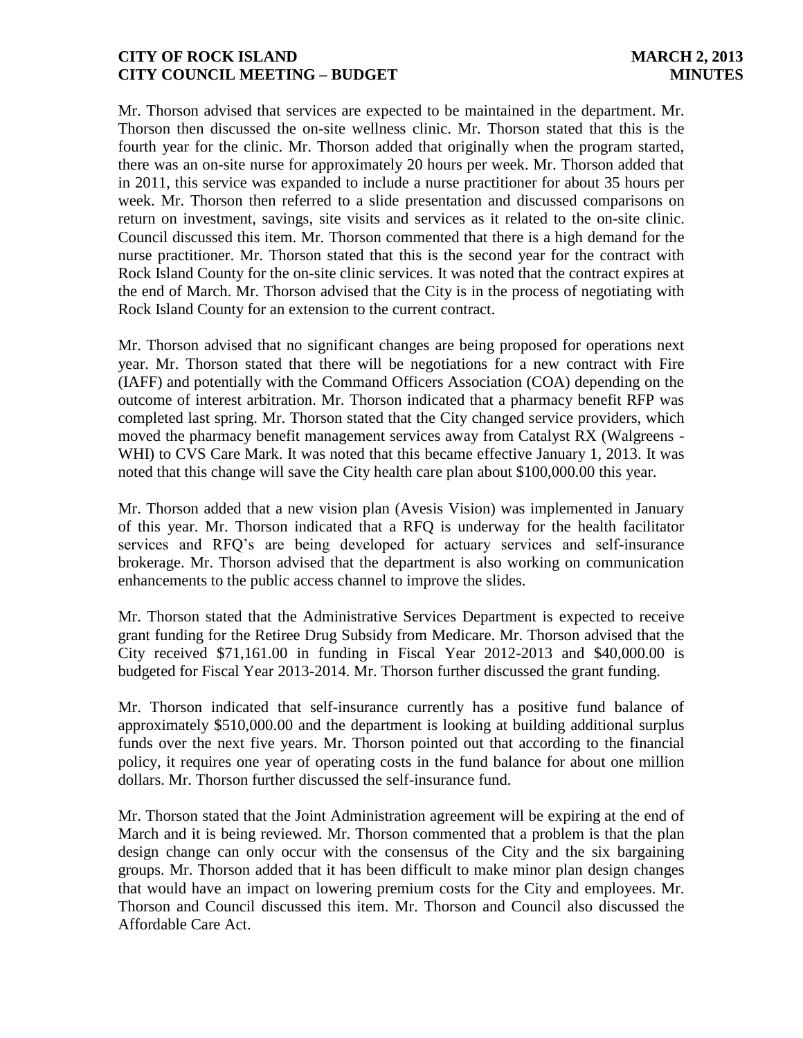Mr. Thorson advised that services are expected to be maintained in the department. Mr. Thorson then discussed the on-site wellness clinic. Mr. Thorson stated that this is the fourth year for the clinic. Mr. Thorson added that originally when the program started, there was an on-site nurse for approximately 20 hours per week. Mr. Thorson added that in 2011, this service was expanded to include a nurse practitioner for about 35 hours per week. Mr. Thorson then referred to a slide presentation and discussed comparisons on return on investment, savings, site visits and services as it related to the on-site clinic. Council discussed this item. Mr. Thorson commented that there is a high demand for the nurse practitioner. Mr. Thorson stated that this is the second year for the contract with Rock Island County for the on-site clinic services. It was noted that the contract expires at the end of March. Mr. Thorson advised that the City is in the process of negotiating with Rock Island County for an extension to the current contract.

Mr. Thorson advised that no significant changes are being proposed for operations next year. Mr. Thorson stated that there will be negotiations for a new contract with Fire (IAFF) and potentially with the Command Officers Association (COA) depending on the outcome of interest arbitration. Mr. Thorson indicated that a pharmacy benefit RFP was completed last spring. Mr. Thorson stated that the City changed service providers, which moved the pharmacy benefit management services away from Catalyst RX (Walgreens - WHI) to CVS Care Mark. It was noted that this became effective January 1, 2013. It was noted that this change will save the City health care plan about $100,000.00 this year.

Mr. Thorson added that a new vision plan (Avesis Vision) was implemented in January of this year. Mr. Thorson indicated that a RFQ is underway for the health facilitator services and RFQ's are being developed for actuary services and self-insurance brokerage. Mr. Thorson advised that the department is also working on communication enhancements to the public access channel to improve the slides.

Mr. Thorson stated that the Administrative Services Department is expected to receive grant funding for the Retiree Drug Subsidy from Medicare. Mr. Thorson advised that the City received $71,161.00 in funding in Fiscal Year 2012-2013 and $40,000.00 is budgeted for Fiscal Year 2013-2014. Mr. Thorson further discussed the grant funding.

Mr. Thorson indicated that self-insurance currently has a positive fund balance of approximately $510,000.00 and the department is looking at building additional surplus funds over the next five years. Mr. Thorson pointed out that according to the financial policy, it requires one year of operating costs in the fund balance for about one million dollars. Mr. Thorson further discussed the self-insurance fund.

Mr. Thorson stated that the Joint Administration agreement will be expiring at the end of March and it is being reviewed. Mr. Thorson commented that a problem is that the plan design change can only occur with the consensus of the City and the six bargaining groups. Mr. Thorson added that it has been difficult to make minor plan design changes that would have an impact on lowering premium costs for the City and employees. Mr. Thorson and Council discussed this item. Mr. Thorson and Council also discussed the Affordable Care Act.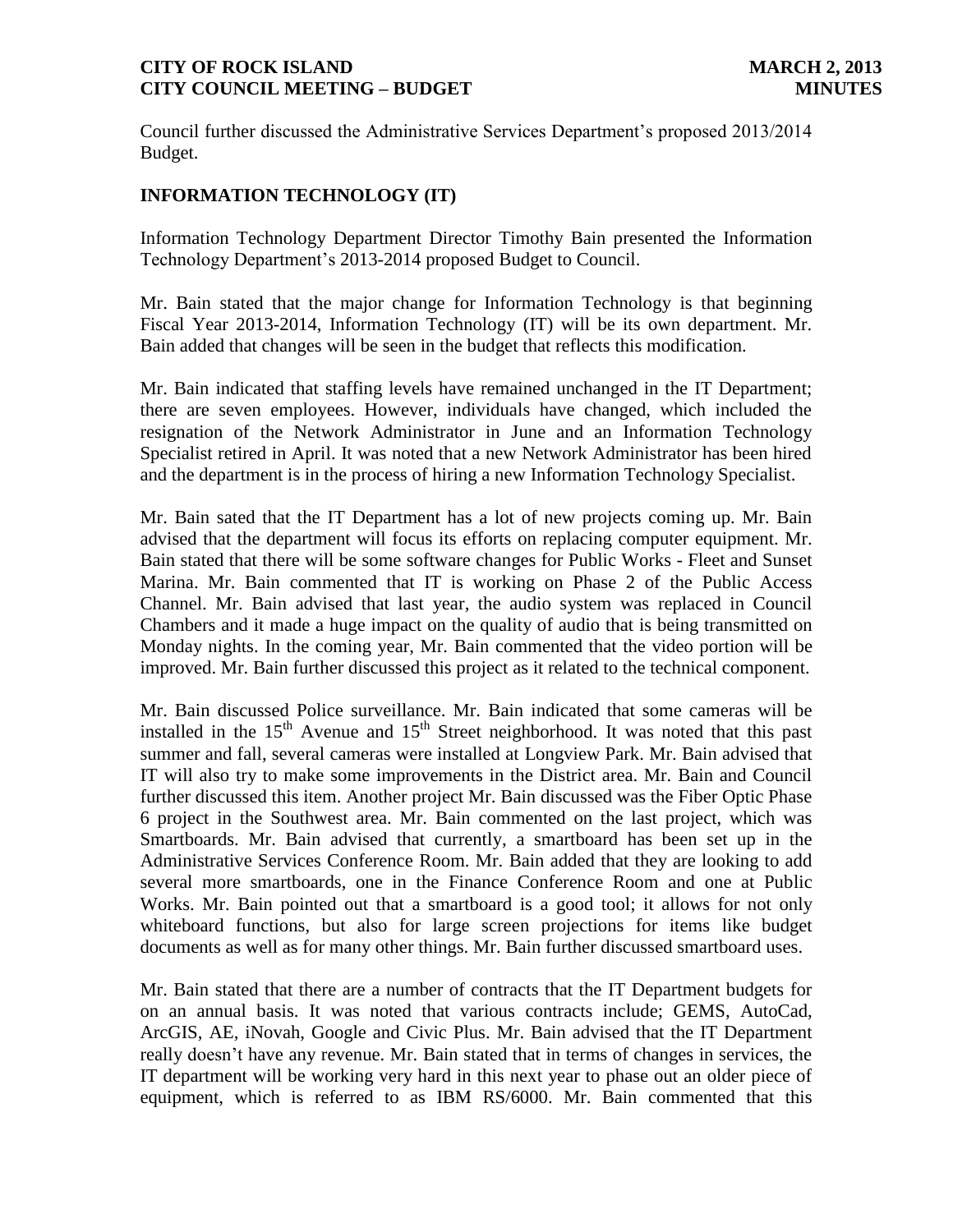Council further discussed the Administrative Services Department's proposed 2013/2014 Budget.

## INFORMATION TECHNOLOGY (IT)

Information Technology Department Director Timothy Bain presented the Information Technology Department's 2013-2014 proposed Budget to Council.

Mr. Bain stated that the major change for Information Technology is that beginning Fiscal Year 2013-2014, Information Technology (IT) will be its own department. Mr. Bain added that changes will be seen in the budget that reflects this modification.

Mr. Bain indicated that staffing levels have remained unchanged in the IT Department; there are seven employees. However, individuals have changed, which included the resignation of the Network Administrator in June and an Information Technology Specialist retired in April. It was noted that a new Network Administrator has been hired and the department is in the process of hiring a new Information Technology Specialist.

Mr. Bain sated that the IT Department has a lot of new projects coming up. Mr. Bain advised that the department will focus its efforts on replacing computer equipment. Mr. Bain stated that there will be some software changes for Public Works - Fleet and Sunset Marina. Mr. Bain commented that IT is working on Phase 2 of the Public Access Channel. Mr. Bain advised that last year, the audio system was replaced in Council Chambers and it made a huge impact on the quality of audio that is being transmitted on Monday nights. In the coming year, Mr. Bain commented that the video portion will be improved. Mr. Bain further discussed this project as it related to the technical component.

Mr. Bain discussed Police surveillance. Mr. Bain indicated that some cameras will be installed in the 15th Avenue and 15th Street neighborhood. It was noted that this past summer and fall, several cameras were installed at Longview Park. Mr. Bain advised that IT will also try to make some improvements in the District area. Mr. Bain and Council further discussed this item. Another project Mr. Bain discussed was the Fiber Optic Phase 6 project in the Southwest area. Mr. Bain commented on the last project, which was Smartboards. Mr. Bain advised that currently, a smartboard has been set up in the Administrative Services Conference Room. Mr. Bain added that they are looking to add several more smartboards, one in the Finance Conference Room and one at Public Works. Mr. Bain pointed out that a smartboard is a good tool; it allows for not only whiteboard functions, but also for large screen projections for items like budget documents as well as for many other things. Mr. Bain further discussed smartboard uses.

Mr. Bain stated that there are a number of contracts that the IT Department budgets for on an annual basis. It was noted that various contracts include; GEMS, AutoCad, ArcGIS, AE, iNovah, Google and Civic Plus. Mr. Bain advised that the IT Department really doesn't have any revenue. Mr. Bain stated that in terms of changes in services, the IT department will be working very hard in this next year to phase out an older piece of equipment, which is referred to as IBM RS/6000. Mr. Bain commented that this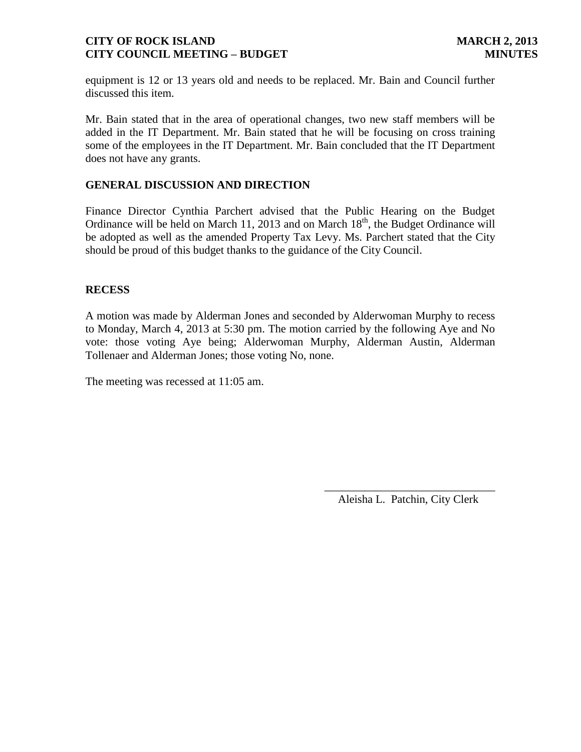equipment is 12 or 13 years old and needs to be replaced. Mr. Bain and Council further discussed this item.

Mr. Bain stated that in the area of operational changes, two new staff members will be added in the IT Department. Mr. Bain stated that he will be focusing on cross training some of the employees in the IT Department. Mr. Bain concluded that the IT Department does not have any grants.

## GENERAL DISCUSSION AND DIRECTION

Finance Director Cynthia Parchert advised that the Public Hearing on the Budget Ordinance will be held on March 11, 2013 and on March 18th, the Budget Ordinance will be adopted as well as the amended Property Tax Levy. Ms. Parchert stated that the City should be proud of this budget thanks to the guidance of the City Council.

## RECESS

A motion was made by Alderman Jones and seconded by Alderwoman Murphy to recess to Monday, March 4, 2013 at 5:30 pm. The motion carried by the following Aye and No vote: those voting Aye being; Alderwoman Murphy, Alderman Austin, Alderman Tollenaer and Alderman Jones; those voting No, none.

The meeting was recessed at 11:05 am.

______________________________
Aleisha L. Patchin, City Clerk